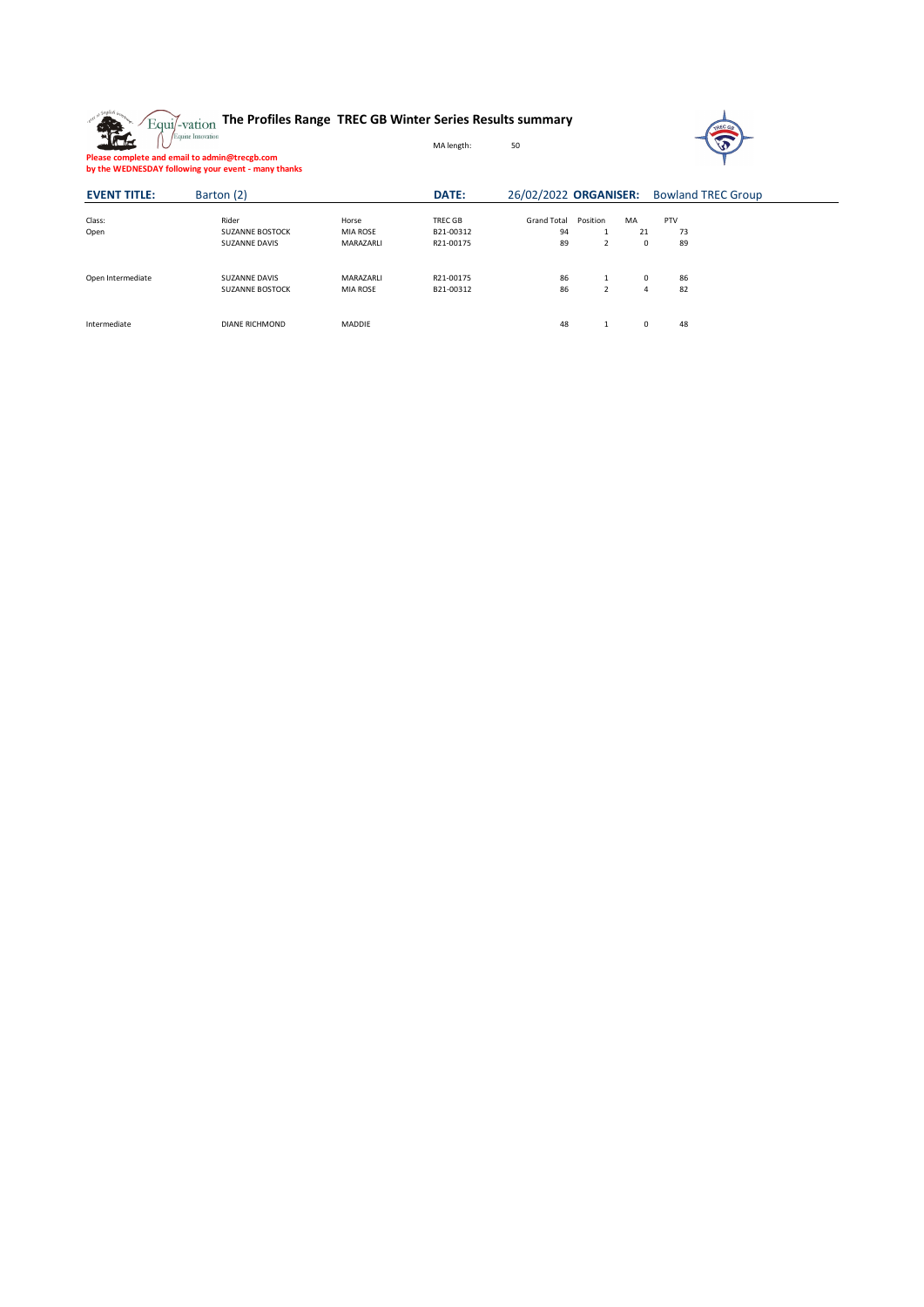# The Profiles Range TREC GB Winter Series Results summary

MA length: 50

**Please complete and email to admin@trecgb.com**
**by the WEDNESDAY following your event - many thanks**

| **EVENT TITLE:** | Barton (2) | | **DATE:** | 26/02/2022 | **ORGANISER:** | Bowland TREC Group | |
|---|---|---|---|---|---|---|---|

| Class: | Rider | Horse | TREC GB | Grand Total | Position | MA | PTV |
|---|---|---|---|---|---|---|---|
| Open | SUZANNE BOSTOCK | MIA ROSE | B21-00312 | 94 | 1 | 21 | 73 |
| | SUZANNE DAVIS | MARAZARLI | R21-00175 | 89 | 2 | 0 | 89 |
| Open Intermediate | SUZANNE DAVIS | MARAZARLI | R21-00175 | 86 | 1 | 0 | 86 |
| | SUZANNE BOSTOCK | MIA ROSE | B21-00312 | 86 | 2 | 4 | 82 |
| Intermediate | DIANE RICHMOND | MADDIE | | 48 | 1 | 0 | 48 |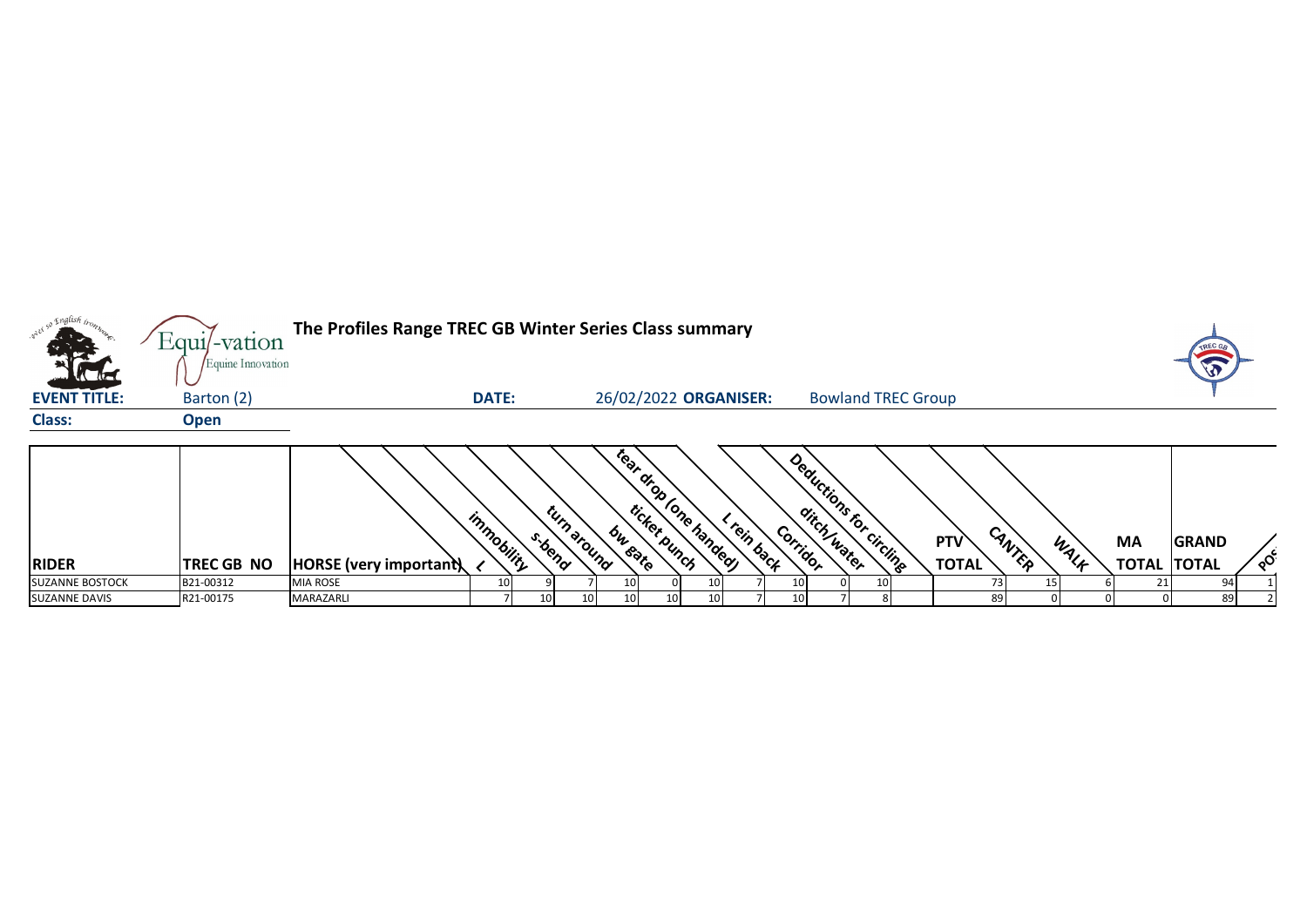# The Profiles Range TREC GB Winter Series Class summary

**EVENT TITLE:** Barton (2) **DATE:** 26/02/2022 **ORGANISER:** Bowland TREC Group

**Class:** Open

| RIDER | TREC GB NO | HORSE (very important) | L | immobility | s-bend | turn around | bw gate | ticket punch | tear drop (one handed) | L rein back | Corridor | ditch/water | Deductions for circling | PTV TOTAL | CANTER | WALK | MA TOTAL | GRAND TOTAL | POS |
|---|---|---|---|---|---|---|---|---|---|---|---|---|---|---|---|---|---|---|---|
| SUZANNE BOSTOCK | B21-00312 | MIA ROSE | 10 | 9 | 7 | 10 | 0 | 10 | 7 | 10 | 0 | 10 | | 73 | 15 | 6 | 21 | 94 | 1 |
| SUZANNE DAVIS | R21-00175 | MARAZARLI | 7 | 10 | 10 | 10 | 10 | 10 | 7 | 10 | 7 | 8 | | 89 | 0 | 0 | 0 | 89 | 2 |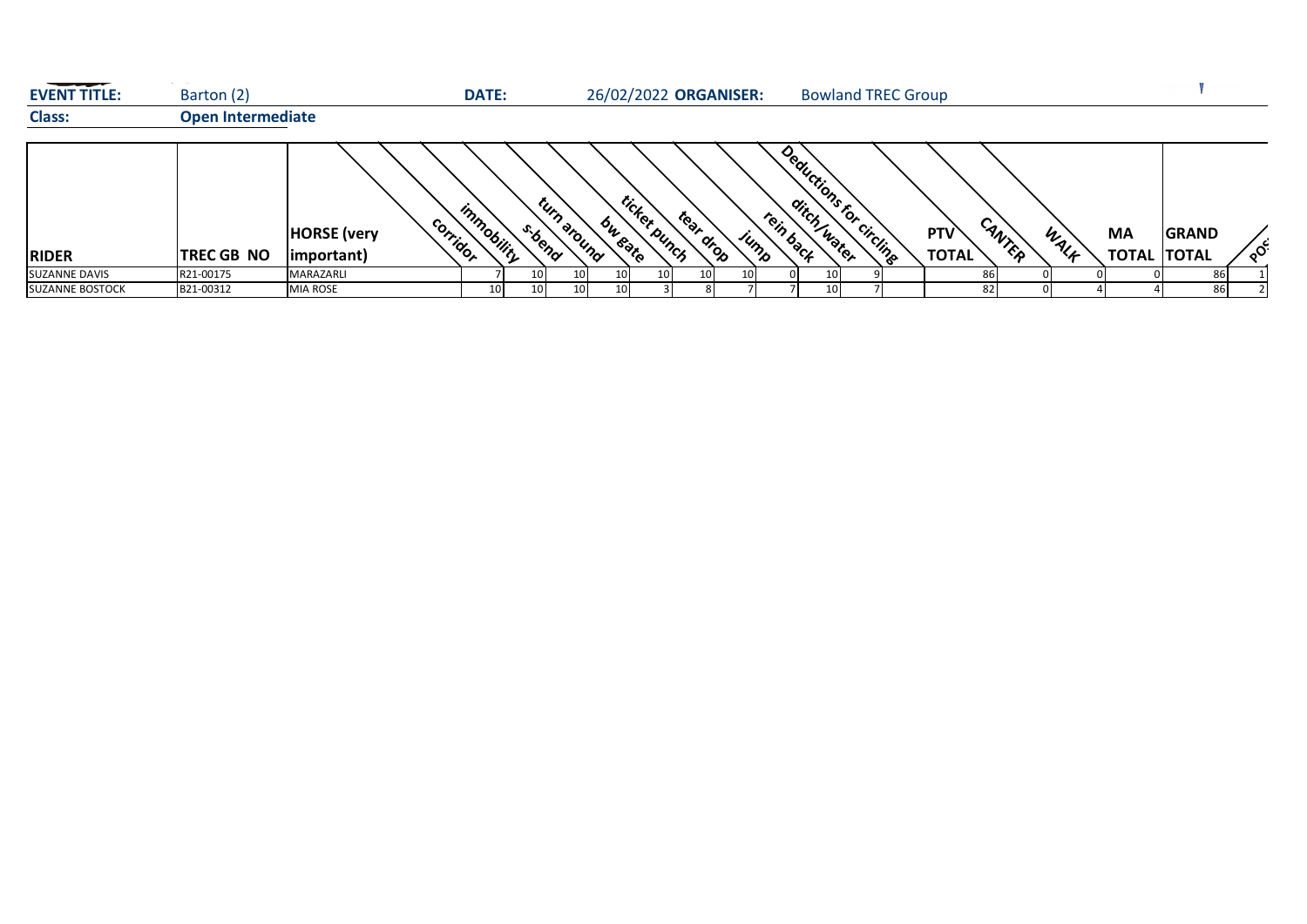**EVENT TITLE:** Barton (2) **DATE:** 26/02/2022 **ORGANISER:** Bowland TREC Group

**Class:** **Open Intermediate**

| RIDER | TREC GB NO | HORSE (very important) | corridor | immobility | s-bend | turn around | bw gate | ticket punch | tear drop | jump | rein back | ditch/water | Deductions for circling | PTV TOTAL | CANTER | WALK | MA TOTAL | GRAND TOTAL | POS |
|---|---|---|---|---|---|---|---|---|---|---|---|---|---|---|---|---|---|---|---|
| SUZANNE DAVIS | R21-00175 | MARAZARLI | 7 | 10 | 10 | 10 | 10 | 10 | 10 | 0 | 10 | 9 | | 86 | 0 | 0 | 0 | 86 | 1 |
| SUZANNE BOSTOCK | B21-00312 | MIA ROSE | 10 | 10 | 10 | 10 | 3 | 8 | 7 | 7 | 10 | 7 | | 82 | 0 | 4 | 4 | 86 | 2 |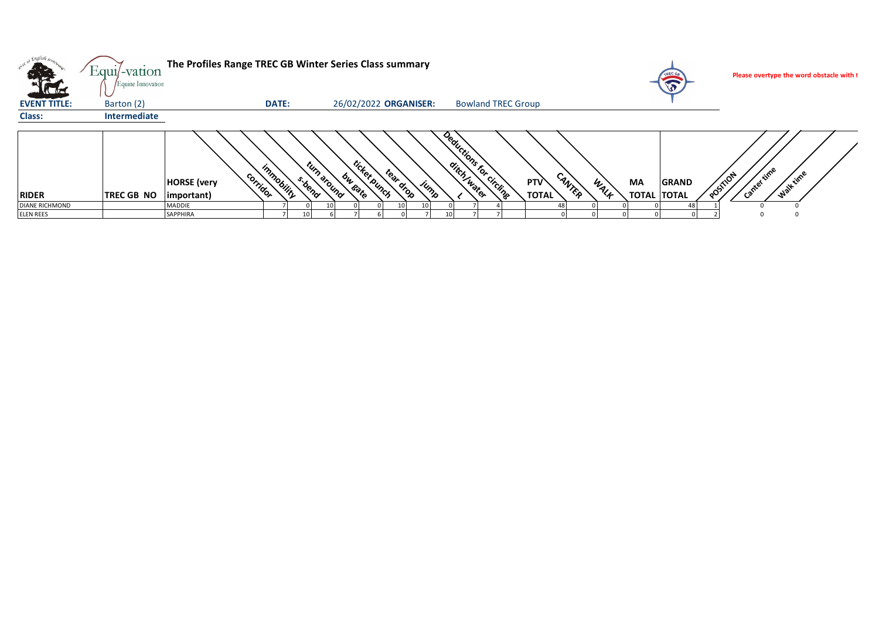# The Profiles Range TREC GB Winter Series Class summary

Please overtype the word obstacle with t

**EVENT TITLE:** Barton (2) **DATE:** 26/02/2022 **ORGANISER:** Bowland TREC Group

**Class:** Intermediate

| RIDER | TREC GB NO | HORSE (very important) | corridor | immobility | s-bend | turn around | bw gate | ticket punch | tear drop | jump | ditch/water | L | Deductions for circling | PTV TOTAL | CANTER | WALK | MA TOTAL | GRAND TOTAL | POSITION | Canter time | Walk time |
|---|---|---|---|---|---|---|---|---|---|---|---|---|---|---|---|---|---|---|---|---|---|
| DIANE RICHMOND | | MADDIE | 7 | 0 | 10 | 0 | 0 | 10 | 10 | 0 | 7 | 4 | | 48 | 0 | 0 | 0 | 48 | 1 | 0 | 0 |
| ELEN REES | | SAPPHIRA | 7 | 10 | 6 | 7 | 6 | 0 | 7 | 10 | 7 | 7 | | 0 | 0 | 0 | 0 | 0 | 2 | 0 | 0 |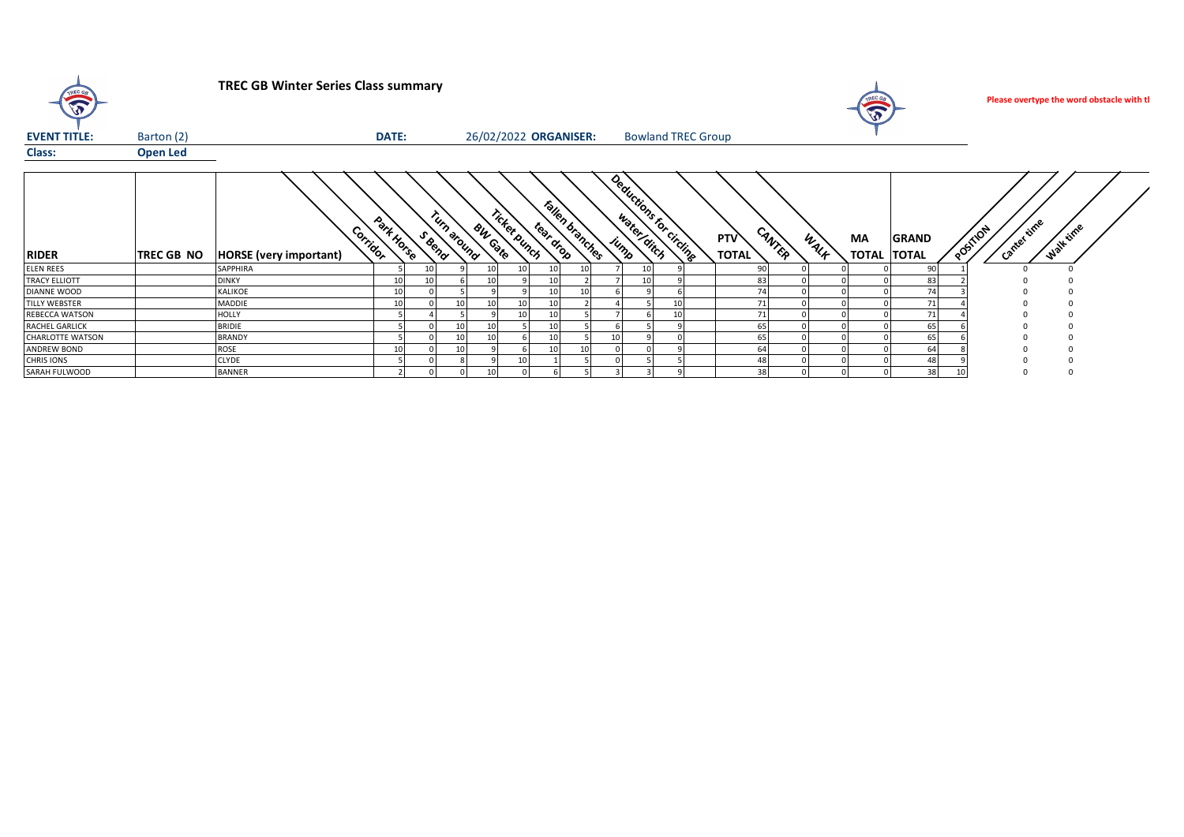## TREC GB Winter Series Class summary

Please overtype the word obstacle with tl

**EVENT TITLE:** Barton (2) **DATE:** 26/02/2022 **ORGANISER:** Bowland TREC Group

**Class:** **Open Led**

| RIDER | TREC GB NO | HORSE (very important) | Corridor | Park Horse | S Bend | Turn around | BW Gate | Ticket punch | tear drop | fallen branches | Jump | water/ditch | Deductions for circling | PTV TOTAL | CANTER | WALK | MA TOTAL | GRAND TOTAL | POSITION | Canter time | Walk time |
|---|---|---|---|---|---|---|---|---|---|---|---|---|---|---|---|---|---|---|---|---|---|
| ELEN REES | | SAPPHIRA | 5 | 10 | 9 | 10 | 10 | 10 | 10 | 7 | 10 | 9 | | 90 | 0 | 0 | 0 | 90 | 1 | 0 | 0 |
| TRACY ELLIOTT | | DINKY | 10 | 10 | 6 | 10 | 9 | 10 | 2 | 7 | 10 | 9 | | 83 | 0 | 0 | 0 | 83 | 2 | 0 | 0 |
| DIANNE WOOD | | KALIKOE | 10 | 0 | 5 | 9 | 9 | 10 | 10 | 6 | 9 | 6 | | 74 | 0 | 0 | 0 | 74 | 3 | 0 | 0 |
| TILLY WEBSTER | | MADDIE | 10 | 0 | 10 | 10 | 10 | 10 | 2 | 4 | 5 | 10 | | 71 | 0 | 0 | 0 | 71 | 4 | 0 | 0 |
| REBECCA WATSON | | HOLLY | 5 | 4 | 5 | 9 | 10 | 10 | 5 | 7 | 6 | 10 | | 71 | 0 | 0 | 0 | 71 | 4 | 0 | 0 |
| RACHEL GARLICK | | BRIDIE | 5 | 0 | 10 | 10 | 5 | 10 | 5 | 6 | 5 | 9 | | 65 | 0 | 0 | 0 | 65 | 6 | 0 | 0 |
| CHARLOTTE WATSON | | BRANDY | 5 | 0 | 10 | 10 | 6 | 10 | 5 | 10 | 9 | 0 | | 65 | 0 | 0 | 0 | 65 | 6 | 0 | 0 |
| ANDREW BOND | | ROSE | 10 | 0 | 10 | 9 | 6 | 10 | 10 | 0 | 0 | 9 | | 64 | 0 | 0 | 0 | 64 | 8 | 0 | 0 |
| CHRIS IONS | | CLYDE | 5 | 0 | 8 | 9 | 10 | 1 | 5 | 0 | 5 | 5 | | 48 | 0 | 0 | 0 | 48 | 9 | 0 | 0 |
| SARAH FULWOOD | | BANNER | 2 | 0 | 0 | 10 | 0 | 6 | 5 | 3 | 3 | 9 | | 38 | 0 | 0 | 0 | 38 | 10 | 0 | 0 |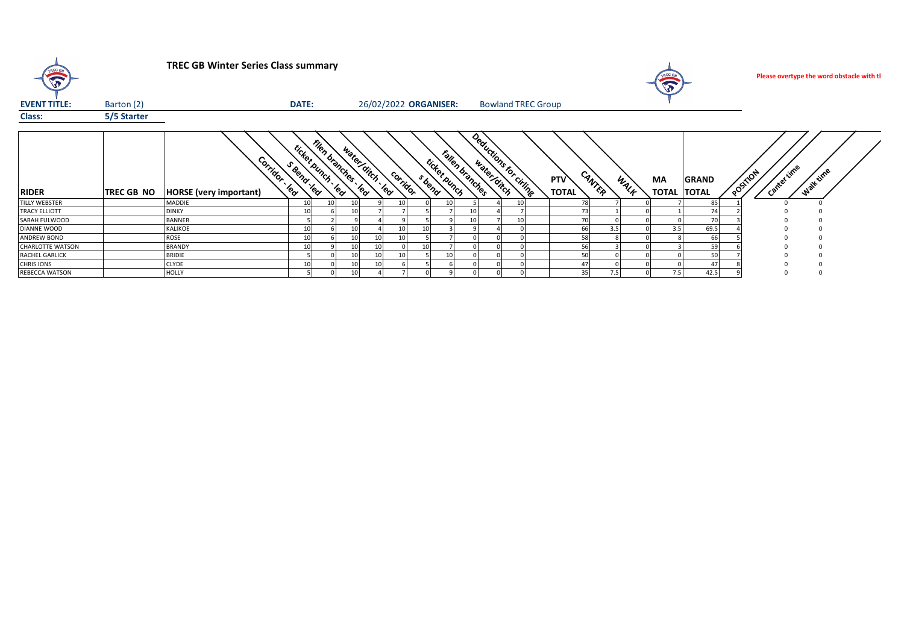# TREC GB Winter Series Class summary

**Please overtype the word obstacle with tl**

**EVENT TITLE:** Barton (2) **DATE:** 26/02/2022 **ORGANISER:** Bowland TREC Group

**Class:** 5/5 Starter

| RIDER | TREC GB NO | HORSE (very important) | Corridor - led | S Bend -led | ticket punch - led | fllen branches - led | water/ditch - led | corridor | s bend | ticket punch | fallen branches | water/ditch | Deductions for circling | | PTV TOTAL | CANTER | WALK | MA TOTAL | GRAND TOTAL | POSITION | Canter time | Walk time |
|---|---|---|---|---|---|---|---|---|---|---|---|---|---|---|---|---|---|---|---|---|---|---|
| TILLY WEBSTER | | MADDIE | 10 | 10 | 10 | 9 | 10 | 0 | 10 | 5 | 4 | 10 | | | 78 | 7 | 0 | 7 | 85 | 1 | 0 | 0 |
| TRACY ELLIOTT | | DINKY | 10 | 6 | 10 | 7 | 7 | 5 | 7 | 10 | 4 | 7 | | | 73 | 1 | 0 | 1 | 74 | 2 | 0 | 0 |
| SARAH FULWOOD | | BANNER | 5 | 2 | 9 | 4 | 9 | 5 | 9 | 10 | 7 | 10 | | | 70 | 0 | 0 | 0 | 70 | 3 | 0 | 0 |
| DIANNE WOOD | | KALIKOE | 10 | 6 | 10 | 4 | 10 | 10 | 3 | 9 | 4 | 0 | | | 66 | 3.5 | 0 | 3.5 | 69.5 | 4 | 0 | 0 |
| ANDREW BOND | | ROSE | 10 | 6 | 10 | 10 | 10 | 5 | 7 | 0 | 0 | 0 | | | 58 | 8 | 0 | 8 | 66 | 5 | 0 | 0 |
| CHARLOTTE WATSON | | BRANDY | 10 | 9 | 10 | 10 | 0 | 10 | 7 | 0 | 0 | 0 | | | 56 | 3 | 0 | 3 | 59 | 6 | 0 | 0 |
| RACHEL GARLICK | | BRIDIE | 5 | 0 | 10 | 10 | 10 | 5 | 10 | 0 | 0 | 0 | | | 50 | 0 | 0 | 0 | 50 | 7 | 0 | 0 |
| CHRIS IONS | | CLYDE | 10 | 0 | 10 | 10 | 6 | 5 | 6 | 0 | 0 | 0 | | | 47 | 0 | 0 | 0 | 47 | 8 | 0 | 0 |
| REBECCA WATSON | | HOLLY | 5 | 0 | 10 | 4 | 7 | 0 | 9 | 0 | 0 | 0 | | | 35 | 7.5 | 0 | 7.5 | 42.5 | 9 | 0 | 0 |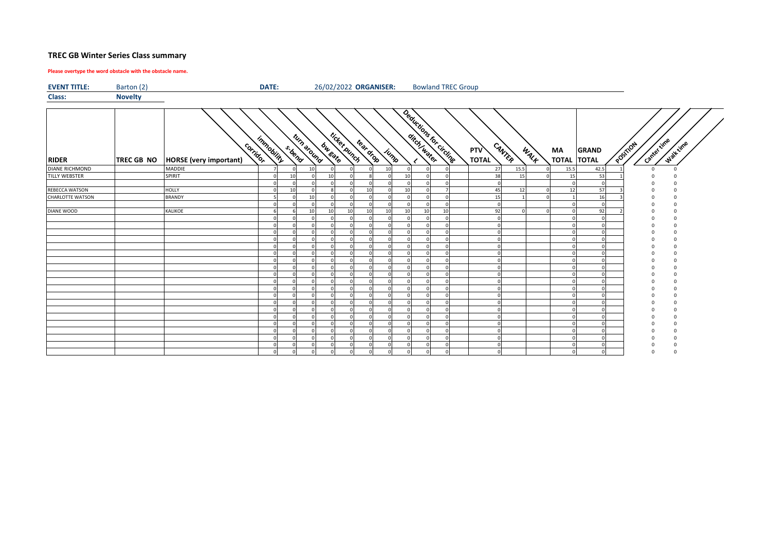# TREC GB Winter Series Class summary

**Please overtype the word obstacle with the obstacle name.**

**EVENT TITLE:** Barton (2) **DATE:** 26/02/2022 **ORGANISER:** Bowland TREC Group

**Class:** **Novelty**

| RIDER | TREC GB NO | HORSE (very important) | corridor | immobility | s-bend | turn around | bw gate | ticket punch | tear drop | jump | L | ditch/water | Deductions for circling | PTV TOTAL | CANTER | WALK | MA TOTAL | GRAND TOTAL | POSITION | Canter time | Walk time |
|---|---|---|---|---|---|---|---|---|---|---|---|---|---|---|---|---|---|---|---|---|---|
| DIANE RICHMOND | | MADDIE | 7 | 0 | 10 | 0 | 0 | 0 | 10 | 0 | 0 | 0 | | 27 | 15.5 | 0 | 15.5 | 42.5 | 1 | 0 | 0 |
| TILLY WEBSTER | | SPIRIT | 0 | 10 | 0 | 10 | 0 | 8 | 0 | 10 | 0 | 0 | | 38 | 15 | 0 | 15 | 53 | 1 | 0 | 0 |
| | | | 0 | 0 | 0 | 0 | 0 | 0 | 0 | 0 | 0 | 0 | | 0 | | | 0 | 0 | | 0 | 0 |
| REBECCA WATSON | | HOLLY | 0 | 10 | 0 | 8 | 0 | 10 | 0 | 10 | 0 | 7 | | 45 | 12 | 0 | 12 | 57 | 3 | 0 | 0 |
| CHARLOTTE WATSON | | BRANDY | 5 | 0 | 10 | 0 | 0 | 0 | 0 | 0 | 0 | 0 | | 15 | 1 | 0 | 1 | 16 | 3 | 0 | 0 |
| | | | 0 | 0 | 0 | 0 | 0 | 0 | 0 | 0 | 0 | 0 | | 0 | | | 0 | 0 | | 0 | 0 |
| DIANE WOOD | | KALIKOE | 6 | 6 | 10 | 10 | 10 | 10 | 10 | 10 | 10 | 10 | | 92 | 0 | 0 | 0 | 92 | 2 | 0 | 0 |
| | | | 0 | 0 | 0 | 0 | 0 | 0 | 0 | 0 | 0 | 0 | | 0 | | | 0 | 0 | | 0 | 0 |
| | | | 0 | 0 | 0 | 0 | 0 | 0 | 0 | 0 | 0 | 0 | | 0 | | | 0 | 0 | | 0 | 0 |
| | | | 0 | 0 | 0 | 0 | 0 | 0 | 0 | 0 | 0 | 0 | | 0 | | | 0 | 0 | | 0 | 0 |
| | | | 0 | 0 | 0 | 0 | 0 | 0 | 0 | 0 | 0 | 0 | | 0 | | | 0 | 0 | | 0 | 0 |
| | | | 0 | 0 | 0 | 0 | 0 | 0 | 0 | 0 | 0 | 0 | | 0 | | | 0 | 0 | | 0 | 0 |
| | | | 0 | 0 | 0 | 0 | 0 | 0 | 0 | 0 | 0 | 0 | | 0 | | | 0 | 0 | | 0 | 0 |
| | | | 0 | 0 | 0 | 0 | 0 | 0 | 0 | 0 | 0 | 0 | | 0 | | | 0 | 0 | | 0 | 0 |
| | | | 0 | 0 | 0 | 0 | 0 | 0 | 0 | 0 | 0 | 0 | | 0 | | | 0 | 0 | | 0 | 0 |
| | | | 0 | 0 | 0 | 0 | 0 | 0 | 0 | 0 | 0 | 0 | | 0 | | | 0 | 0 | | 0 | 0 |
| | | | 0 | 0 | 0 | 0 | 0 | 0 | 0 | 0 | 0 | 0 | | 0 | | | 0 | 0 | | 0 | 0 |
| | | | 0 | 0 | 0 | 0 | 0 | 0 | 0 | 0 | 0 | 0 | | 0 | | | 0 | 0 | | 0 | 0 |
| | | | 0 | 0 | 0 | 0 | 0 | 0 | 0 | 0 | 0 | 0 | | 0 | | | 0 | 0 | | 0 | 0 |
| | | | 0 | 0 | 0 | 0 | 0 | 0 | 0 | 0 | 0 | 0 | | 0 | | | 0 | 0 | | 0 | 0 |
| | | | 0 | 0 | 0 | 0 | 0 | 0 | 0 | 0 | 0 | 0 | | 0 | | | 0 | 0 | | 0 | 0 |
| | | | 0 | 0 | 0 | 0 | 0 | 0 | 0 | 0 | 0 | 0 | | 0 | | | 0 | 0 | | 0 | 0 |
| | | | 0 | 0 | 0 | 0 | 0 | 0 | 0 | 0 | 0 | 0 | | 0 | | | 0 | 0 | | 0 | 0 |
| | | | 0 | 0 | 0 | 0 | 0 | 0 | 0 | 0 | 0 | 0 | | 0 | | | 0 | 0 | | 0 | 0 |
| | | | 0 | 0 | 0 | 0 | 0 | 0 | 0 | 0 | 0 | 0 | | 0 | | | 0 | 0 | | 0 | 0 |
| | | | 0 | 0 | 0 | 0 | 0 | 0 | 0 | 0 | 0 | 0 | | 0 | | | 0 | 0 | | 0 | 0 |
| | | | 0 | 0 | 0 | 0 | 0 | 0 | 0 | 0 | 0 | 0 | | 0 | | | 0 | 0 | | 0 | 0 |
| | | | 0 | 0 | 0 | 0 | 0 | 0 | 0 | 0 | 0 | 0 | | 0 | | | 0 | 0 | | 0 | 0 |
| | | | 0 | 0 | 0 | 0 | 0 | 0 | 0 | 0 | 0 | 0 | | 0 | | | 0 | 0 | | 0 | 0 |
| | | | 0 | 0 | 0 | 0 | 0 | 0 | 0 | 0 | 0 | 0 | | 0 | | | 0 | 0 | | 0 | 0 |